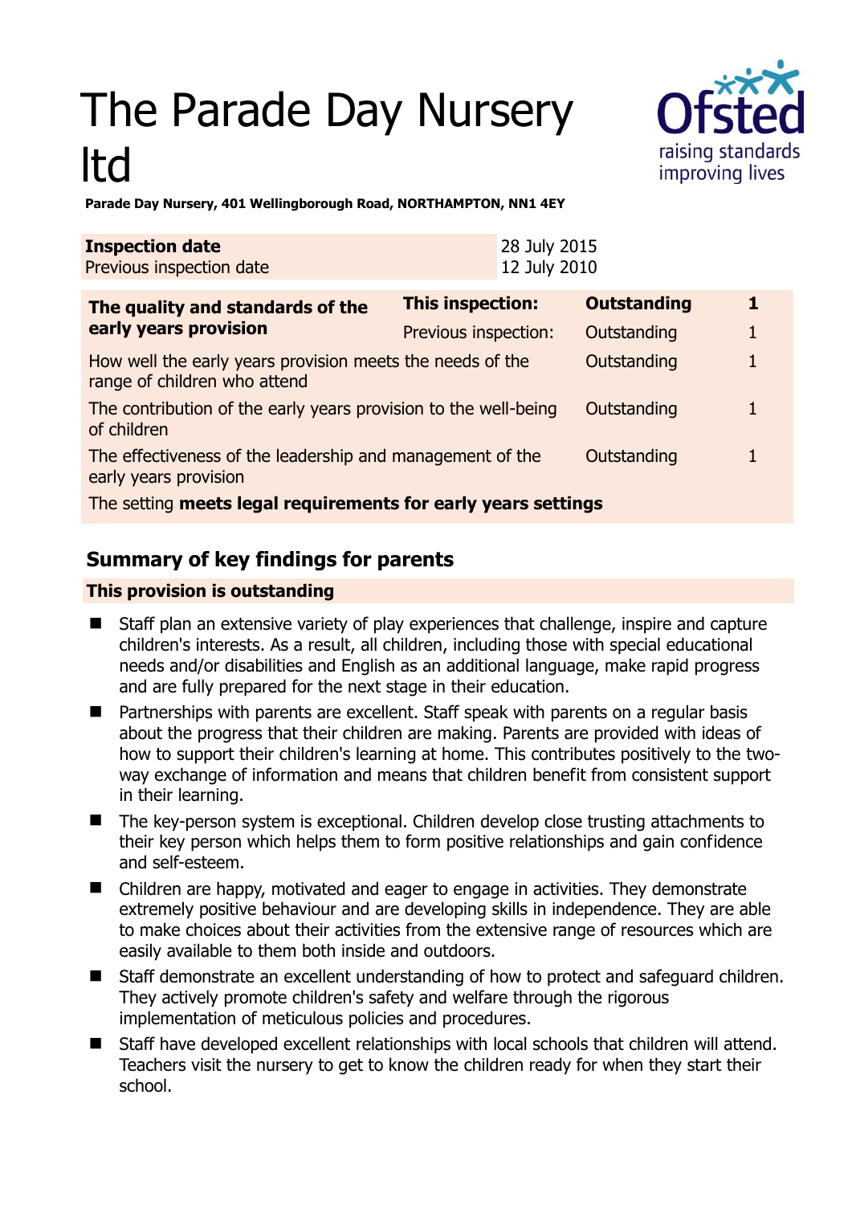# The Parade Day Nursery ltd

**Parade Day Nursery, 401 Wellingborough Road, NORTHAMPTON, NN1 4EY**

| **Inspection date** | 28 July 2015 |
|---|---|
| Previous inspection date | 12 July 2010 |

| **The quality and standards of the early years provision** | **This inspection:** | **Outstanding** | **1** |
|---|---|---|---|
| | Previous inspection: | Outstanding | 1 |
| How well the early years provision meets the needs of the range of children who attend | | Outstanding | 1 |
| The contribution of the early years provision to the well-being of children | | Outstanding | 1 |
| The effectiveness of the leadership and management of the early years provision | | Outstanding | 1 |
| The setting **meets legal requirements for early years settings** | | | |

## Summary of key findings for parents

**This provision is outstanding**

- Staff plan an extensive variety of play experiences that challenge, inspire and capture children's interests. As a result, all children, including those with special educational needs and/or disabilities and English as an additional language, make rapid progress and are fully prepared for the next stage in their education.
- Partnerships with parents are excellent. Staff speak with parents on a regular basis about the progress that their children are making. Parents are provided with ideas of how to support their children's learning at home. This contributes positively to the two-way exchange of information and means that children benefit from consistent support in their learning.
- The key-person system is exceptional. Children develop close trusting attachments to their key person which helps them to form positive relationships and gain confidence and self-esteem.
- Children are happy, motivated and eager to engage in activities. They demonstrate extremely positive behaviour and are developing skills in independence. They are able to make choices about their activities from the extensive range of resources which are easily available to them both inside and outdoors.
- Staff demonstrate an excellent understanding of how to protect and safeguard children. They actively promote children's safety and welfare through the rigorous implementation of meticulous policies and procedures.
- Staff have developed excellent relationships with local schools that children will attend. Teachers visit the nursery to get to know the children ready for when they start their school.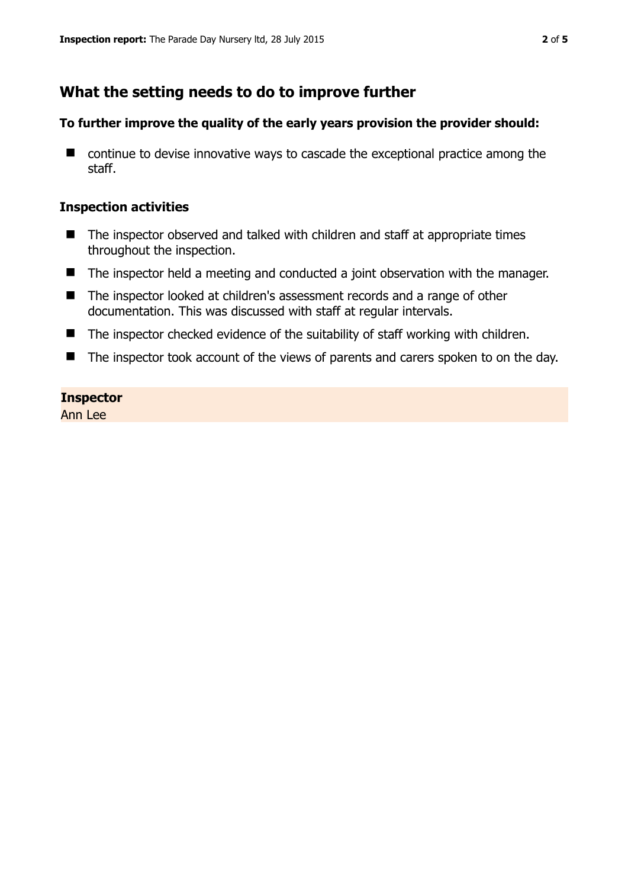## What the setting needs to do to improve further

**To further improve the quality of the early years provision the provider should:**

- continue to devise innovative ways to cascade the exceptional practice among the staff.

### Inspection activities

- The inspector observed and talked with children and staff at appropriate times throughout the inspection.
- The inspector held a meeting and conducted a joint observation with the manager.
- The inspector looked at children's assessment records and a range of other documentation. This was discussed with staff at regular intervals.
- The inspector checked evidence of the suitability of staff working with children.
- The inspector took account of the views of parents and carers spoken to on the day.

**Inspector**
Ann Lee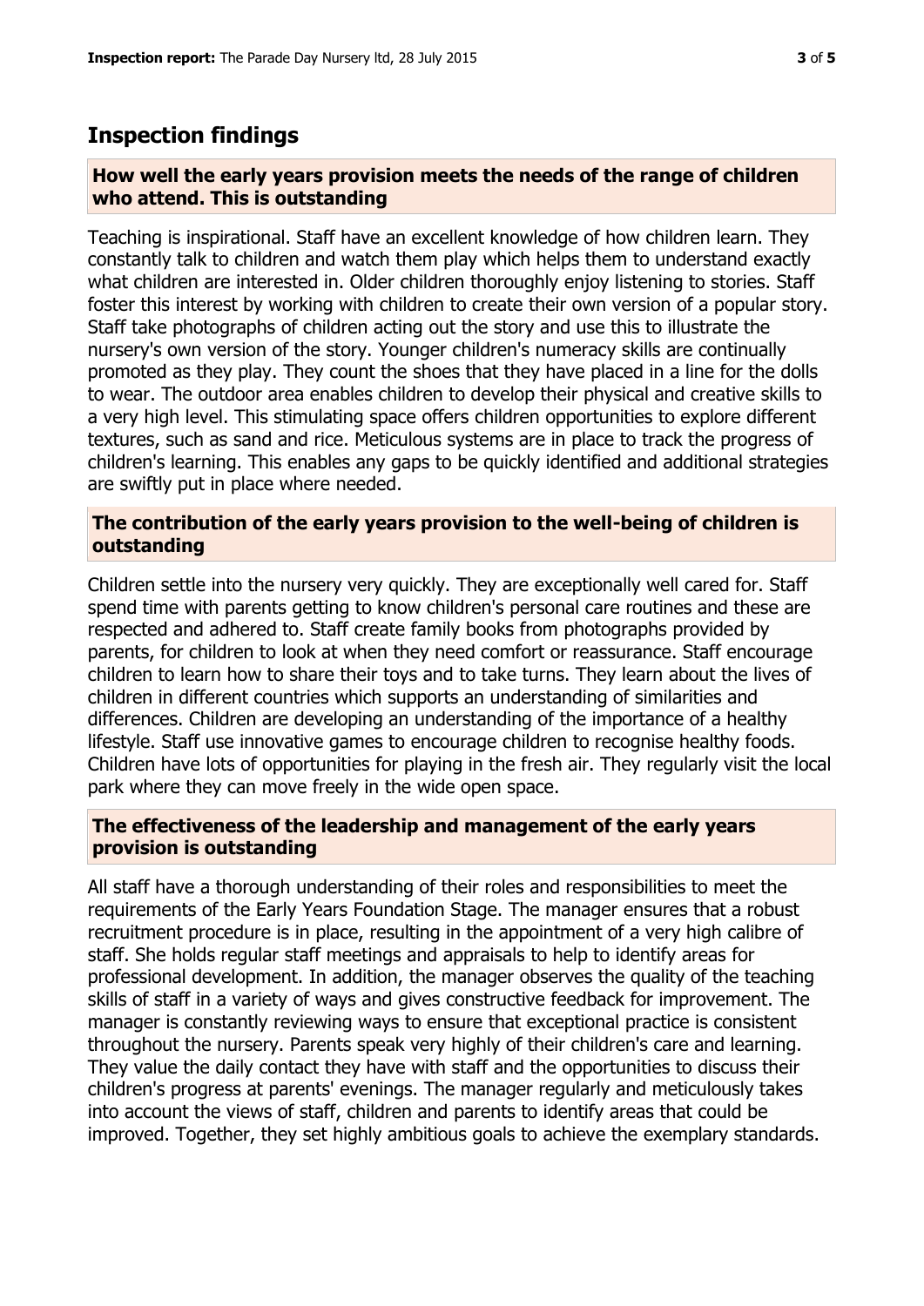## Inspection findings

### How well the early years provision meets the needs of the range of children who attend. This is outstanding

Teaching is inspirational. Staff have an excellent knowledge of how children learn. They constantly talk to children and watch them play which helps them to understand exactly what children are interested in. Older children thoroughly enjoy listening to stories. Staff foster this interest by working with children to create their own version of a popular story. Staff take photographs of children acting out the story and use this to illustrate the nursery's own version of the story. Younger children's numeracy skills are continually promoted as they play. They count the shoes that they have placed in a line for the dolls to wear. The outdoor area enables children to develop their physical and creative skills to a very high level. This stimulating space offers children opportunities to explore different textures, such as sand and rice. Meticulous systems are in place to track the progress of children's learning. This enables any gaps to be quickly identified and additional strategies are swiftly put in place where needed.

### The contribution of the early years provision to the well-being of children is outstanding

Children settle into the nursery very quickly. They are exceptionally well cared for. Staff spend time with parents getting to know children's personal care routines and these are respected and adhered to. Staff create family books from photographs provided by parents, for children to look at when they need comfort or reassurance. Staff encourage children to learn how to share their toys and to take turns. They learn about the lives of children in different countries which supports an understanding of similarities and differences. Children are developing an understanding of the importance of a healthy lifestyle. Staff use innovative games to encourage children to recognise healthy foods. Children have lots of opportunities for playing in the fresh air. They regularly visit the local park where they can move freely in the wide open space.

### The effectiveness of the leadership and management of the early years provision is outstanding

All staff have a thorough understanding of their roles and responsibilities to meet the requirements of the Early Years Foundation Stage. The manager ensures that a robust recruitment procedure is in place, resulting in the appointment of a very high calibre of staff. She holds regular staff meetings and appraisals to help to identify areas for professional development. In addition, the manager observes the quality of the teaching skills of staff in a variety of ways and gives constructive feedback for improvement. The manager is constantly reviewing ways to ensure that exceptional practice is consistent throughout the nursery. Parents speak very highly of their children's care and learning. They value the daily contact they have with staff and the opportunities to discuss their children's progress at parents' evenings. The manager regularly and meticulously takes into account the views of staff, children and parents to identify areas that could be improved. Together, they set highly ambitious goals to achieve the exemplary standards.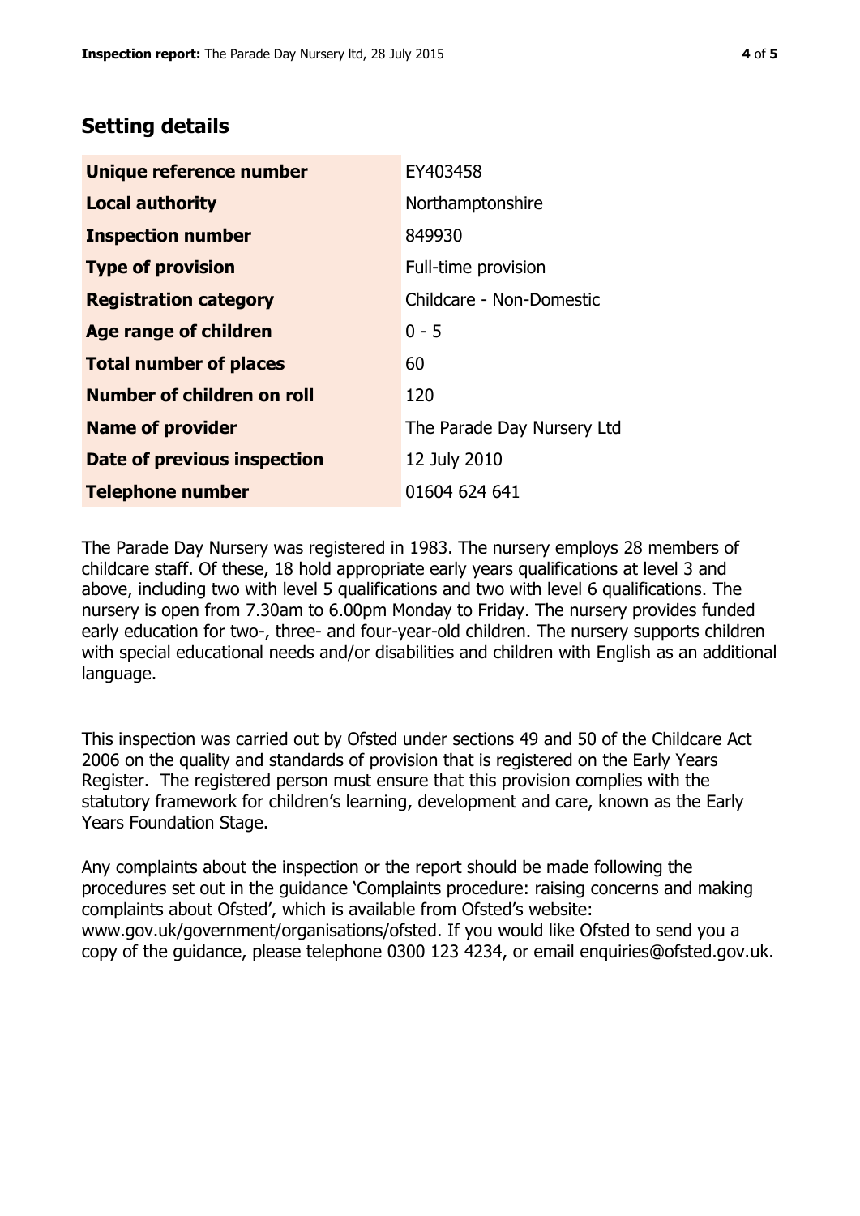## Setting details

| | |
|---|---|
| **Unique reference number** | EY403458 |
| **Local authority** | Northamptonshire |
| **Inspection number** | 849930 |
| **Type of provision** | Full-time provision |
| **Registration category** | Childcare - Non-Domestic |
| **Age range of children** | 0 - 5 |
| **Total number of places** | 60 |
| **Number of children on roll** | 120 |
| **Name of provider** | The Parade Day Nursery Ltd |
| **Date of previous inspection** | 12 July 2010 |
| **Telephone number** | 01604 624 641 |

The Parade Day Nursery was registered in 1983. The nursery employs 28 members of childcare staff. Of these, 18 hold appropriate early years qualifications at level 3 and above, including two with level 5 qualifications and two with level 6 qualifications. The nursery is open from 7.30am to 6.00pm Monday to Friday. The nursery provides funded early education for two-, three- and four-year-old children. The nursery supports children with special educational needs and/or disabilities and children with English as an additional language.

This inspection was carried out by Ofsted under sections 49 and 50 of the Childcare Act 2006 on the quality and standards of provision that is registered on the Early Years Register. The registered person must ensure that this provision complies with the statutory framework for children's learning, development and care, known as the Early Years Foundation Stage.

Any complaints about the inspection or the report should be made following the procedures set out in the guidance 'Complaints procedure: raising concerns and making complaints about Ofsted', which is available from Ofsted's website: www.gov.uk/government/organisations/ofsted. If you would like Ofsted to send you a copy of the guidance, please telephone 0300 123 4234, or email enquiries@ofsted.gov.uk.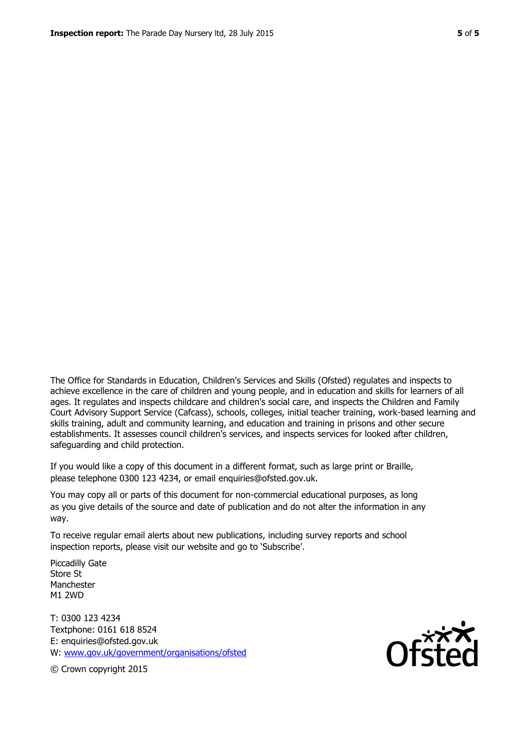The Office for Standards in Education, Children's Services and Skills (Ofsted) regulates and inspects to achieve excellence in the care of children and young people, and in education and skills for learners of all ages. It regulates and inspects childcare and children's social care, and inspects the Children and Family Court Advisory Support Service (Cafcass), schools, colleges, initial teacher training, work-based learning and skills training, adult and community learning, and education and training in prisons and other secure establishments. It assesses council children's services, and inspects services for looked after children, safeguarding and child protection.

If you would like a copy of this document in a different format, such as large print or Braille, please telephone 0300 123 4234, or email enquiries@ofsted.gov.uk.

You may copy all or parts of this document for non-commercial educational purposes, as long as you give details of the source and date of publication and do not alter the information in any way.

To receive regular email alerts about new publications, including survey reports and school inspection reports, please visit our website and go to 'Subscribe'.

Piccadilly Gate
Store St
Manchester
M1 2WD

T: 0300 123 4234
Textphone: 0161 618 8524
E: enquiries@ofsted.gov.uk
W: [www.gov.uk/government/organisations/ofsted](www.gov.uk/government/organisations/ofsted)

© Crown copyright 2015

Ofsted